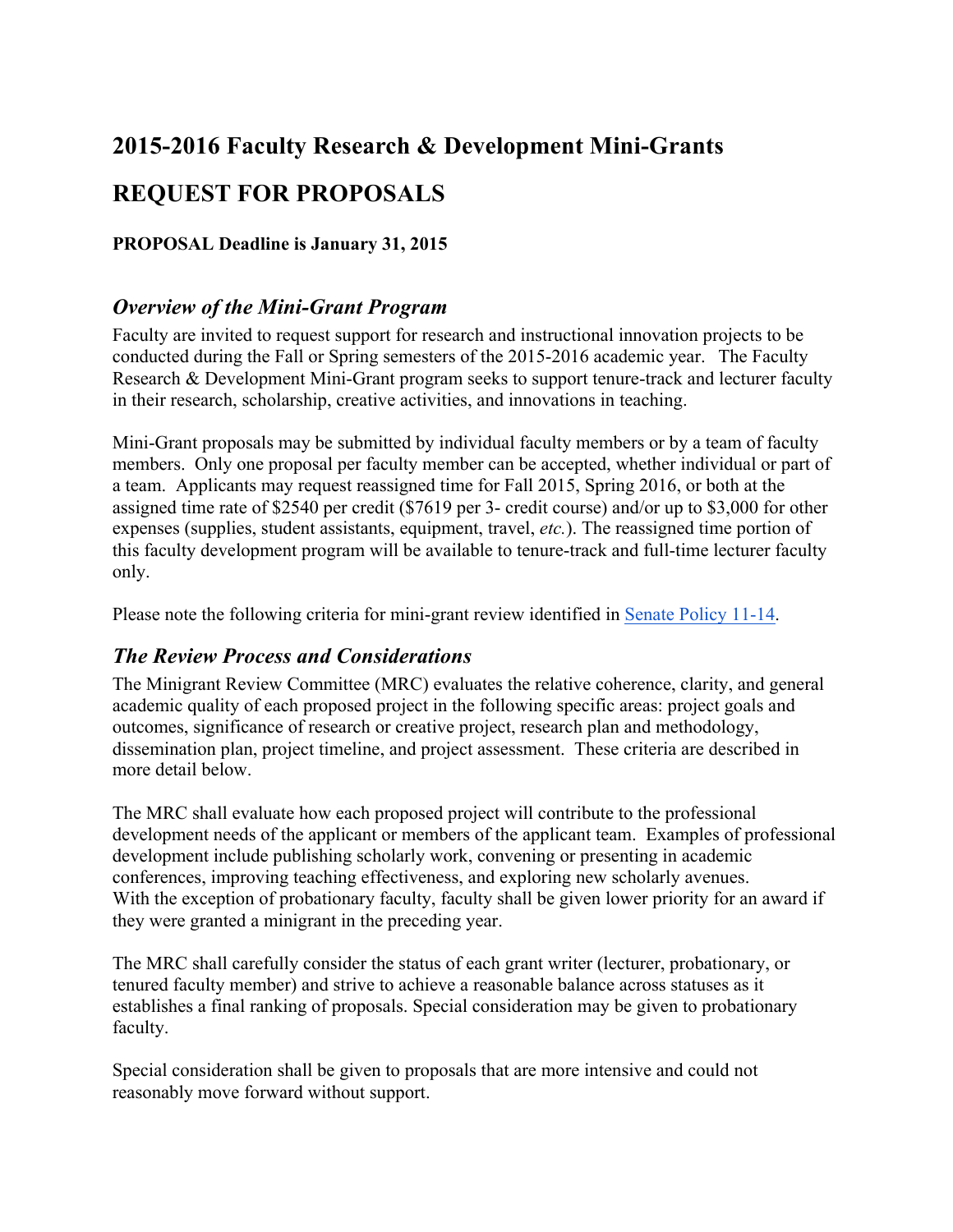# 2015-2016 Faculty Research & Development Mini-Grants

# REQUEST FOR PROPOSALS

**PROPOSAL Deadline is January 31, 2015**

## *Overview of the Mini-Grant Program*

Faculty are invited to request support for research and instructional innovation projects to be conducted during the Fall or Spring semesters of the 2015-2016 academic year. The Faculty Research & Development Mini-Grant program seeks to support tenure-track and lecturer faculty in their research, scholarship, creative activities, and innovations in teaching.

Mini-Grant proposals may be submitted by individual faculty members or by a team of faculty members. Only one proposal per faculty member can be accepted, whether individual or part of a team. Applicants may request reassigned time for Fall 2015, Spring 2016, or both at the assigned time rate of $2540 per credit ($7619 per 3- credit course) and/or up to $3,000 for other expenses (supplies, student assistants, equipment, travel, *etc.*). The reassigned time portion of this faculty development program will be available to tenure-track and full-time lecturer faculty only.

Please note the following criteria for mini-grant review identified in Senate Policy 11-14.

## *The Review Process and Considerations*

The Minigrant Review Committee (MRC) evaluates the relative coherence, clarity, and general academic quality of each proposed project in the following specific areas: project goals and outcomes, significance of research or creative project, research plan and methodology, dissemination plan, project timeline, and project assessment. These criteria are described in more detail below.

The MRC shall evaluate how each proposed project will contribute to the professional development needs of the applicant or members of the applicant team. Examples of professional development include publishing scholarly work, convening or presenting in academic conferences, improving teaching effectiveness, and exploring new scholarly avenues. With the exception of probationary faculty, faculty shall be given lower priority for an award if they were granted a minigrant in the preceding year.

The MRC shall carefully consider the status of each grant writer (lecturer, probationary, or tenured faculty member) and strive to achieve a reasonable balance across statuses as it establishes a final ranking of proposals. Special consideration may be given to probationary faculty.

Special consideration shall be given to proposals that are more intensive and could not reasonably move forward without support.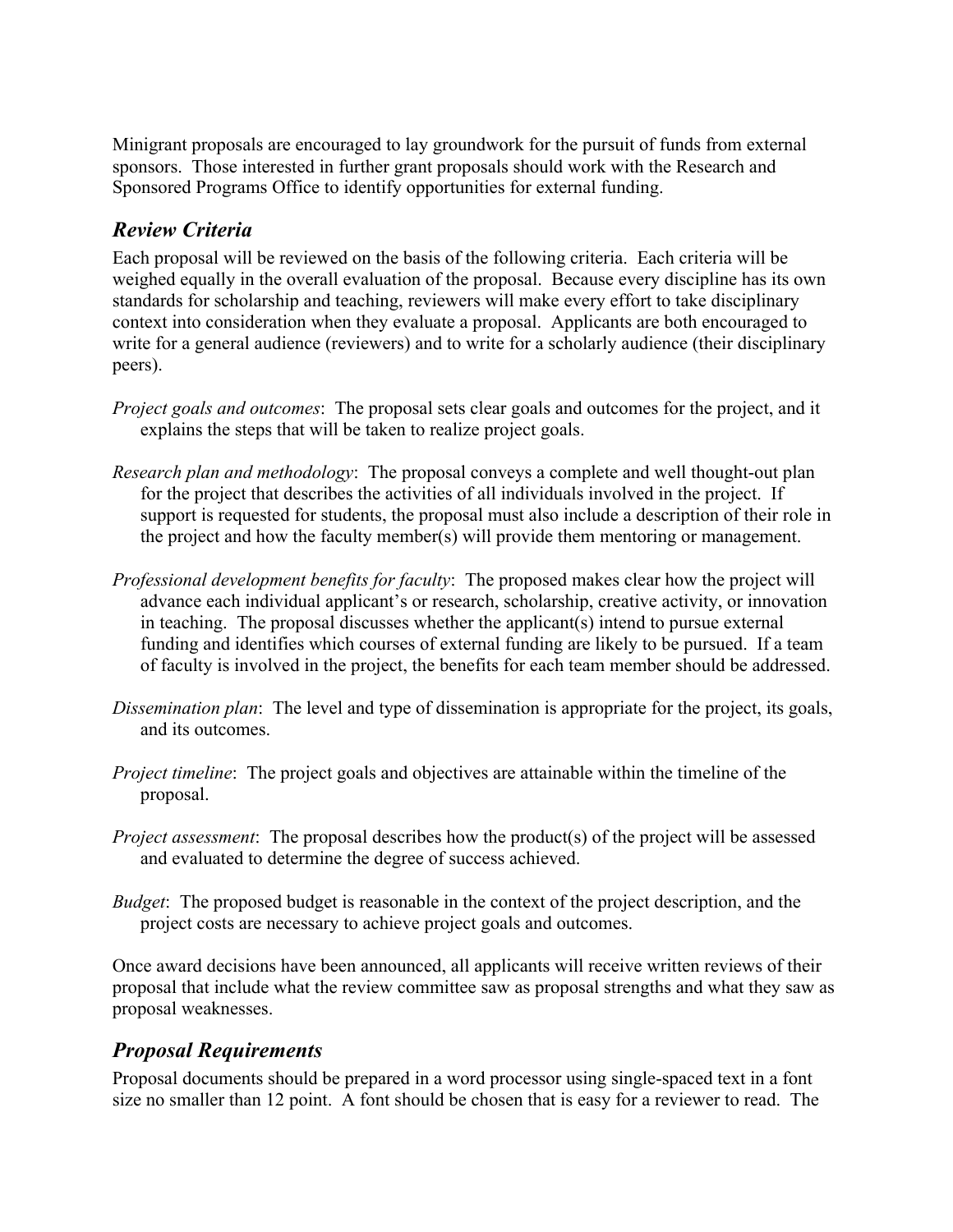Minigrant proposals are encouraged to lay groundwork for the pursuit of funds from external sponsors. Those interested in further grant proposals should work with the Research and Sponsored Programs Office to identify opportunities for external funding.

## *Review Criteria*

Each proposal will be reviewed on the basis of the following criteria. Each criteria will be weighed equally in the overall evaluation of the proposal. Because every discipline has its own standards for scholarship and teaching, reviewers will make every effort to take disciplinary context into consideration when they evaluate a proposal. Applicants are both encouraged to write for a general audience (reviewers) and to write for a scholarly audience (their disciplinary peers).

*Project goals and outcomes*: The proposal sets clear goals and outcomes for the project, and it explains the steps that will be taken to realize project goals.

*Research plan and methodology*: The proposal conveys a complete and well thought-out plan for the project that describes the activities of all individuals involved in the project. If support is requested for students, the proposal must also include a description of their role in the project and how the faculty member(s) will provide them mentoring or management.

*Professional development benefits for faculty*: The proposed makes clear how the project will advance each individual applicant's or research, scholarship, creative activity, or innovation in teaching. The proposal discusses whether the applicant(s) intend to pursue external funding and identifies which courses of external funding are likely to be pursued. If a team of faculty is involved in the project, the benefits for each team member should be addressed.

*Dissemination plan*: The level and type of dissemination is appropriate for the project, its goals, and its outcomes.

*Project timeline*: The project goals and objectives are attainable within the timeline of the proposal.

*Project assessment*: The proposal describes how the product(s) of the project will be assessed and evaluated to determine the degree of success achieved.

*Budget*: The proposed budget is reasonable in the context of the project description, and the project costs are necessary to achieve project goals and outcomes.

Once award decisions have been announced, all applicants will receive written reviews of their proposal that include what the review committee saw as proposal strengths and what they saw as proposal weaknesses.

## *Proposal Requirements*

Proposal documents should be prepared in a word processor using single-spaced text in a font size no smaller than 12 point. A font should be chosen that is easy for a reviewer to read. The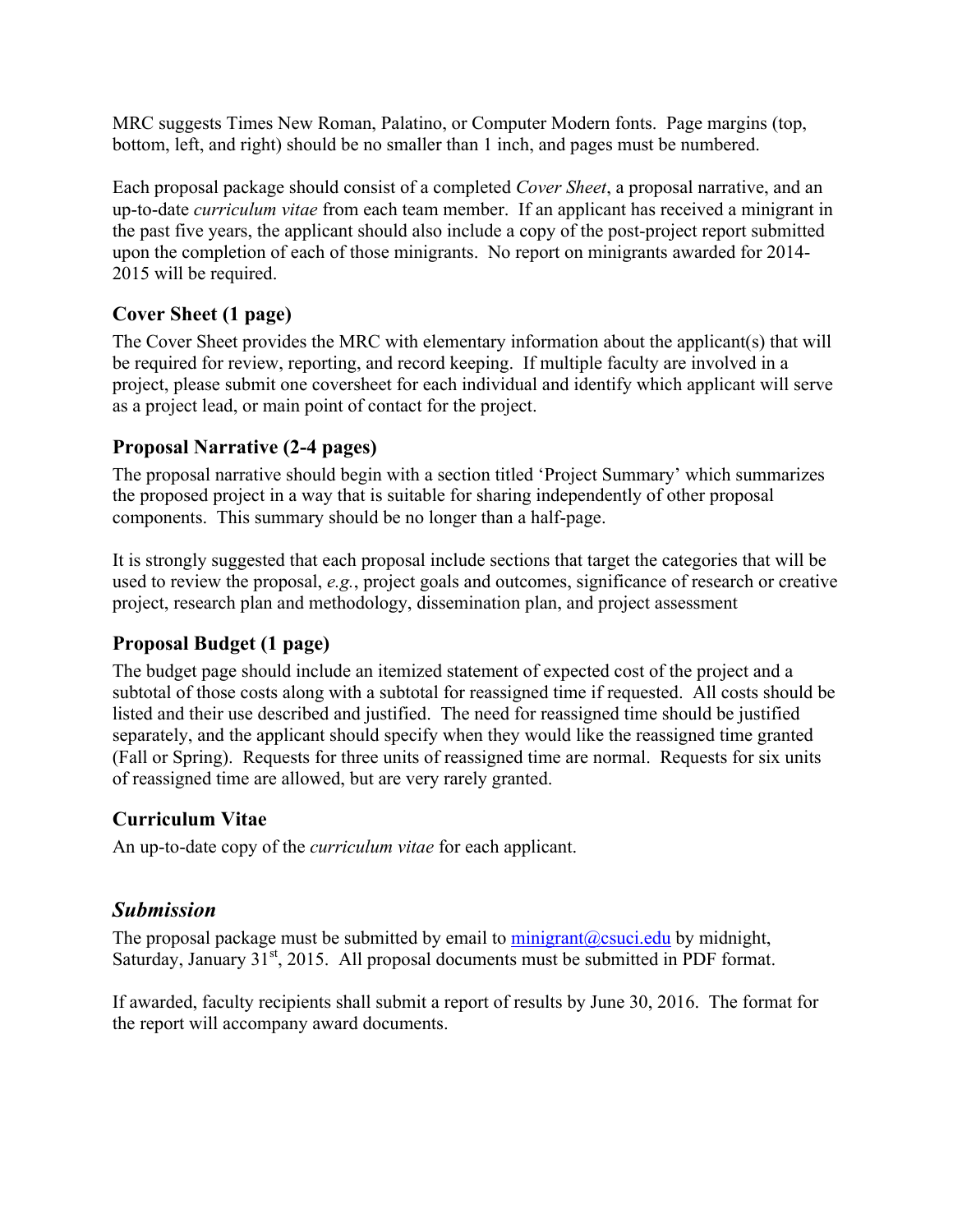MRC suggests Times New Roman, Palatino, or Computer Modern fonts. Page margins (top, bottom, left, and right) should be no smaller than 1 inch, and pages must be numbered.

Each proposal package should consist of a completed *Cover Sheet*, a proposal narrative, and an up-to-date *curriculum vitae* from each team member. If an applicant has received a minigrant in the past five years, the applicant should also include a copy of the post-project report submitted upon the completion of each of those minigrants. No report on minigrants awarded for 2014-2015 will be required.

### Cover Sheet (1 page)

The Cover Sheet provides the MRC with elementary information about the applicant(s) that will be required for review, reporting, and record keeping. If multiple faculty are involved in a project, please submit one coversheet for each individual and identify which applicant will serve as a project lead, or main point of contact for the project.

### Proposal Narrative (2-4 pages)

The proposal narrative should begin with a section titled 'Project Summary' which summarizes the proposed project in a way that is suitable for sharing independently of other proposal components. This summary should be no longer than a half-page.

It is strongly suggested that each proposal include sections that target the categories that will be used to review the proposal, *e.g.*, project goals and outcomes, significance of research or creative project, research plan and methodology, dissemination plan, and project assessment

### Proposal Budget (1 page)

The budget page should include an itemized statement of expected cost of the project and a subtotal of those costs along with a subtotal for reassigned time if requested. All costs should be listed and their use described and justified. The need for reassigned time should be justified separately, and the applicant should specify when they would like the reassigned time granted (Fall or Spring). Requests for three units of reassigned time are normal. Requests for six units of reassigned time are allowed, but are very rarely granted.

### Curriculum Vitae

An up-to-date copy of the *curriculum vitae* for each applicant.

## *Submission*

The proposal package must be submitted by email to minigrant@csuci.edu by midnight, Saturday, January 31st, 2015. All proposal documents must be submitted in PDF format.

If awarded, faculty recipients shall submit a report of results by June 30, 2016. The format for the report will accompany award documents.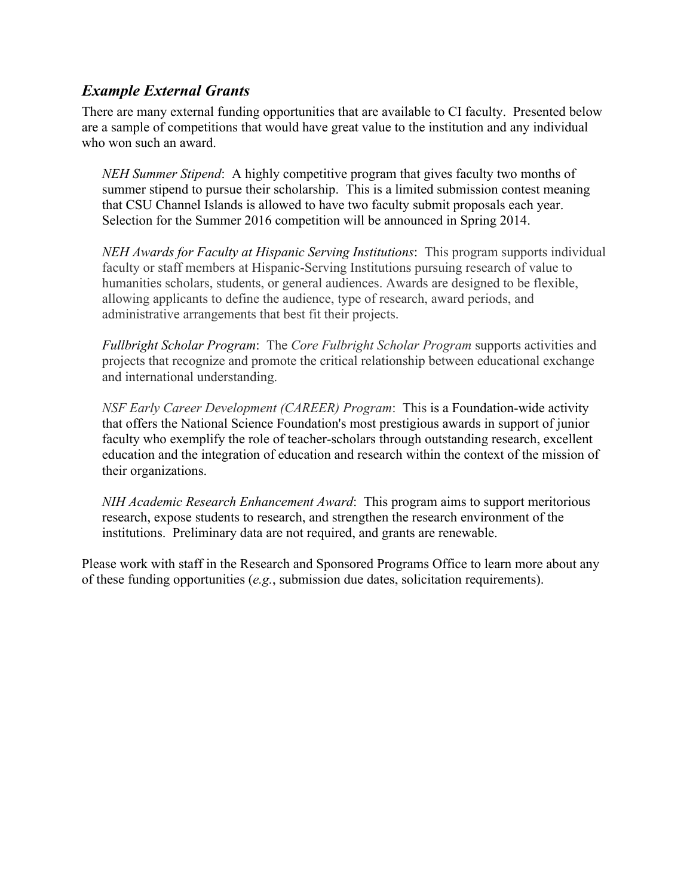## *Example External Grants*

There are many external funding opportunities that are available to CI faculty. Presented below are a sample of competitions that would have great value to the institution and any individual who won such an award.

*NEH Summer Stipend*: A highly competitive program that gives faculty two months of summer stipend to pursue their scholarship. This is a limited submission contest meaning that CSU Channel Islands is allowed to have two faculty submit proposals each year. Selection for the Summer 2016 competition will be announced in Spring 2014.

*NEH Awards for Faculty at Hispanic Serving Institutions*: This program supports individual faculty or staff members at Hispanic-Serving Institutions pursuing research of value to humanities scholars, students, or general audiences. Awards are designed to be flexible, allowing applicants to define the audience, type of research, award periods, and administrative arrangements that best fit their projects.

*Fullbright Scholar Program*: The *Core Fulbright Scholar Program* supports activities and projects that recognize and promote the critical relationship between educational exchange and international understanding.

*NSF Early Career Development (CAREER) Program*: This is a Foundation-wide activity that offers the National Science Foundation's most prestigious awards in support of junior faculty who exemplify the role of teacher-scholars through outstanding research, excellent education and the integration of education and research within the context of the mission of their organizations.

*NIH Academic Research Enhancement Award*: This program aims to support meritorious research, expose students to research, and strengthen the research environment of the institutions. Preliminary data are not required, and grants are renewable.

Please work with staff in the Research and Sponsored Programs Office to learn more about any of these funding opportunities (*e.g.*, submission due dates, solicitation requirements).